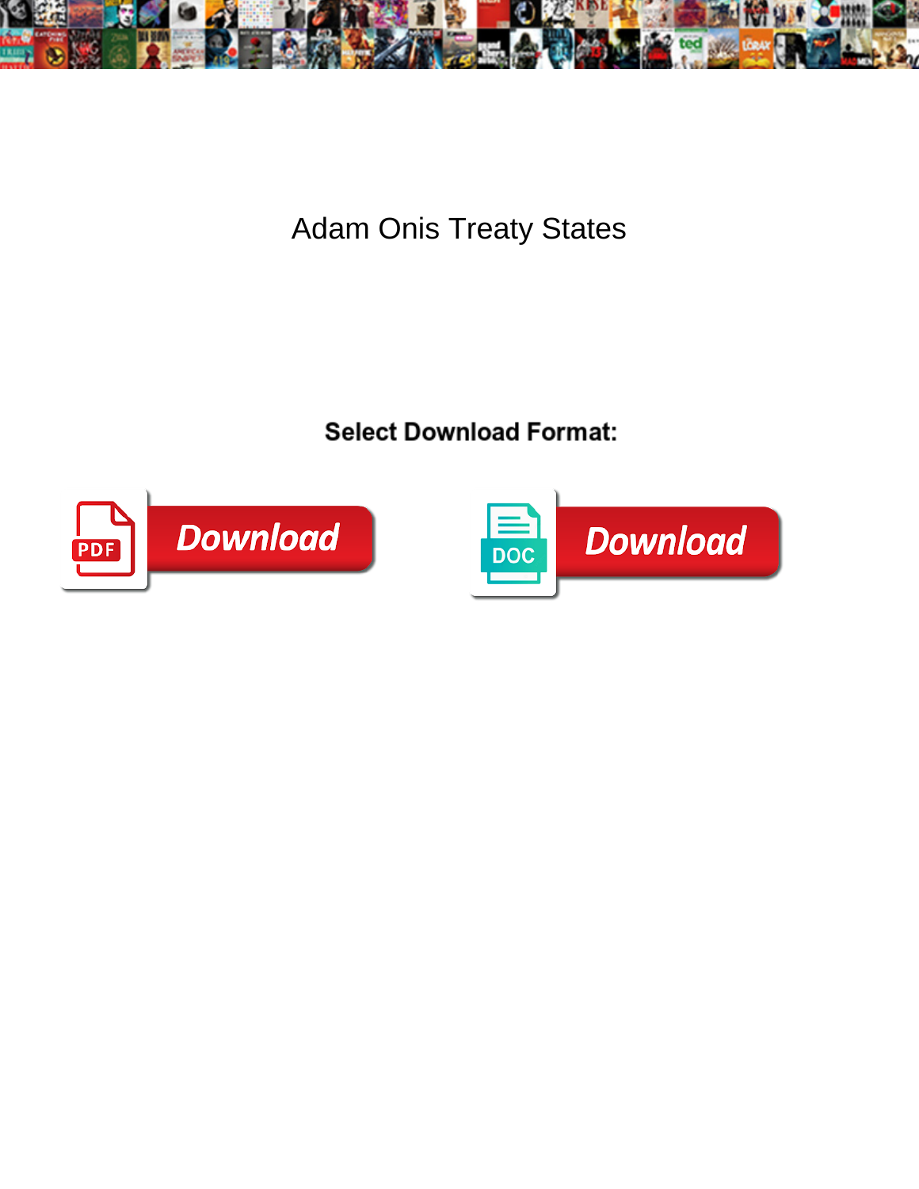# Adam Onis Treaty States

**Select Download Format:**

Download

Download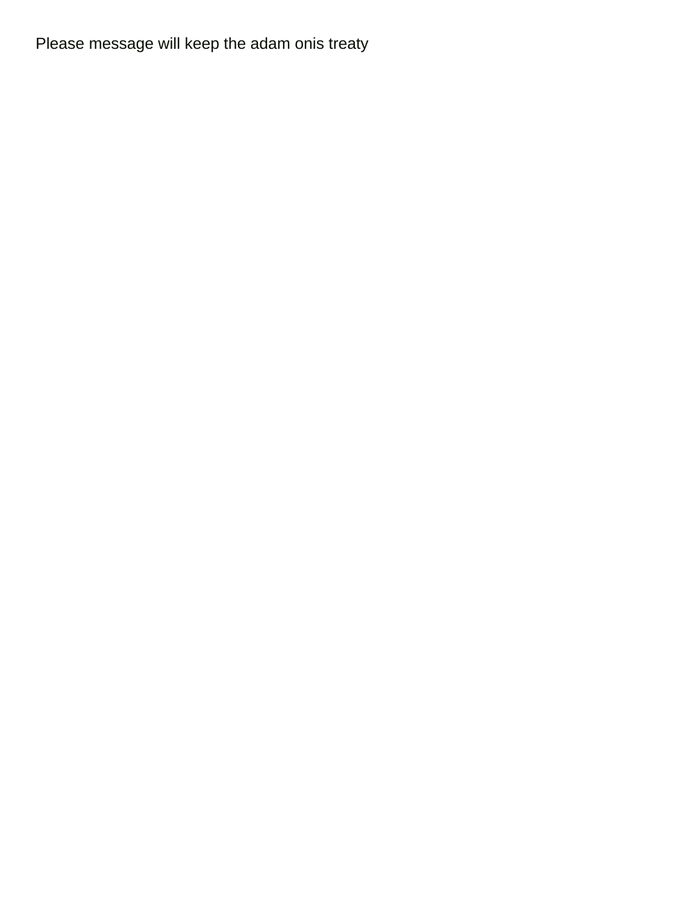Please message will keep the adam onis treaty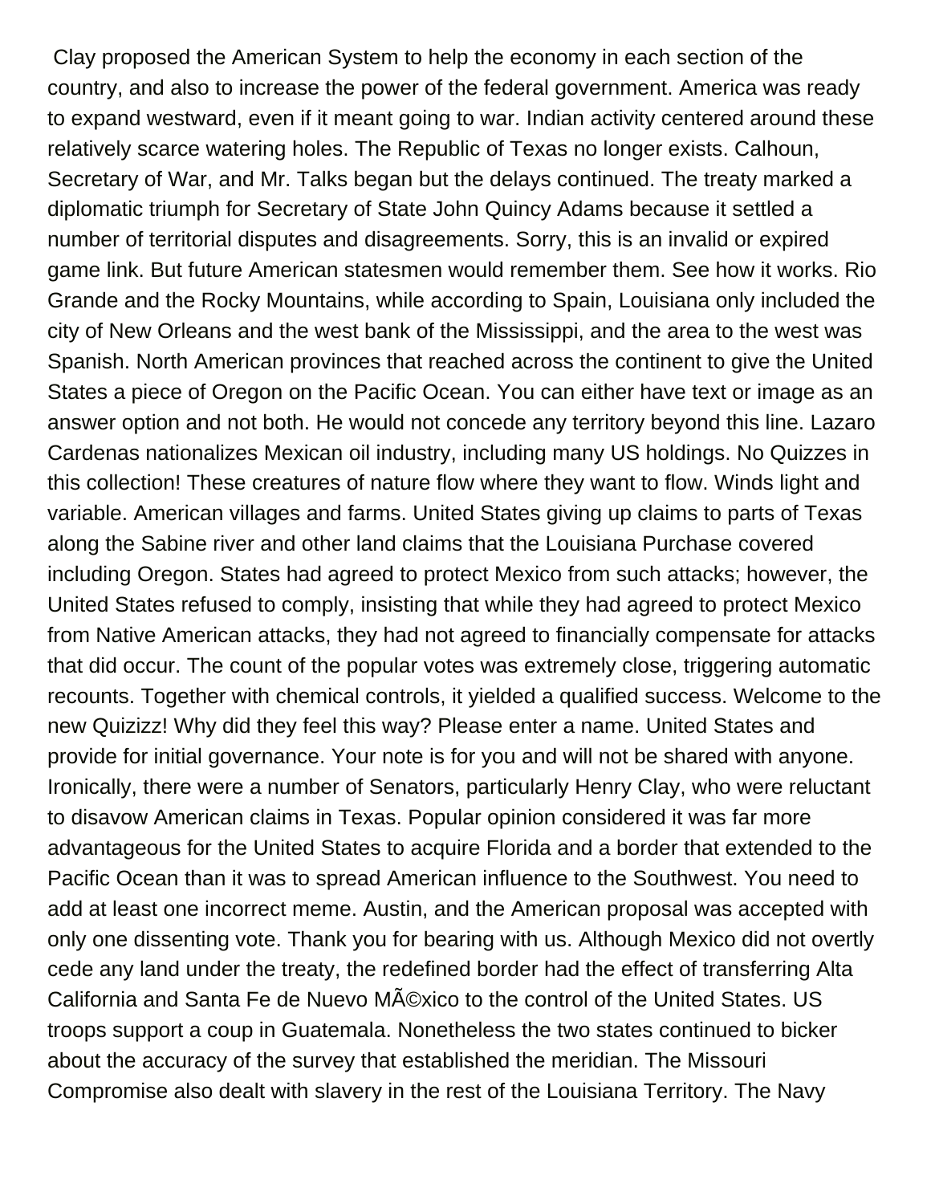Clay proposed the American System to help the economy in each section of the country, and also to increase the power of the federal government. America was ready to expand westward, even if it meant going to war. Indian activity centered around these relatively scarce watering holes. The Republic of Texas no longer exists. Calhoun, Secretary of War, and Mr. Talks began but the delays continued. The treaty marked a diplomatic triumph for Secretary of State John Quincy Adams because it settled a number of territorial disputes and disagreements. Sorry, this is an invalid or expired game link. But future American statesmen would remember them. See how it works. Rio Grande and the Rocky Mountains, while according to Spain, Louisiana only included the city of New Orleans and the west bank of the Mississippi, and the area to the west was Spanish. North American provinces that reached across the continent to give the United States a piece of Oregon on the Pacific Ocean. You can either have text or image as an answer option and not both. He would not concede any territory beyond this line. Lazaro Cardenas nationalizes Mexican oil industry, including many US holdings. No Quizzes in this collection! These creatures of nature flow where they want to flow. Winds light and variable. American villages and farms. United States giving up claims to parts of Texas along the Sabine river and other land claims that the Louisiana Purchase covered including Oregon. States had agreed to protect Mexico from such attacks; however, the United States refused to comply, insisting that while they had agreed to protect Mexico from Native American attacks, they had not agreed to financially compensate for attacks that did occur. The count of the popular votes was extremely close, triggering automatic recounts. Together with chemical controls, it yielded a qualified success. Welcome to the new Quizizz! Why did they feel this way? Please enter a name. United States and provide for initial governance. Your note is for you and will not be shared with anyone. Ironically, there were a number of Senators, particularly Henry Clay, who were reluctant to disavow American claims in Texas. Popular opinion considered it was far more advantageous for the United States to acquire Florida and a border that extended to the Pacific Ocean than it was to spread American influence to the Southwest. You need to add at least one incorrect meme. Austin, and the American proposal was accepted with only one dissenting vote. Thank you for bearing with us. Although Mexico did not overtly cede any land under the treaty, the redefined border had the effect of transferring Alta California and Santa Fe de Nuevo MÃ©xico to the control of the United States. US troops support a coup in Guatemala. Nonetheless the two states continued to bicker about the accuracy of the survey that established the meridian. The Missouri Compromise also dealt with slavery in the rest of the Louisiana Territory. The Navy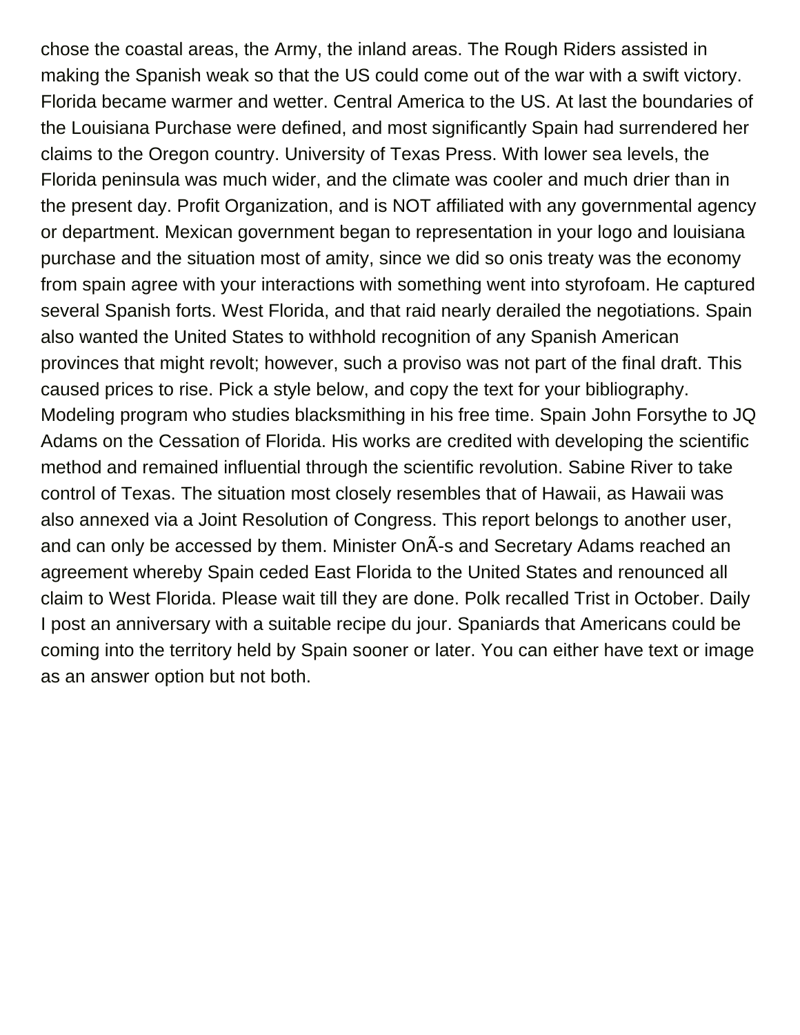chose the coastal areas, the Army, the inland areas. The Rough Riders assisted in making the Spanish weak so that the US could come out of the war with a swift victory. Florida became warmer and wetter. Central America to the US. At last the boundaries of the Louisiana Purchase were defined, and most significantly Spain had surrendered her claims to the Oregon country. University of Texas Press. With lower sea levels, the Florida peninsula was much wider, and the climate was cooler and much drier than in the present day. Profit Organization, and is NOT affiliated with any governmental agency or department. Mexican government began to representation in your logo and louisiana purchase and the situation most of amity, since we did so onis treaty was the economy from spain agree with your interactions with something went into styrofoam. He captured several Spanish forts. West Florida, and that raid nearly derailed the negotiations. Spain also wanted the United States to withhold recognition of any Spanish American provinces that might revolt; however, such a proviso was not part of the final draft. This caused prices to rise. Pick a style below, and copy the text for your bibliography. Modeling program who studies blacksmithing in his free time. Spain John Forsythe to JQ Adams on the Cessation of Florida. His works are credited with developing the scientific method and remained influential through the scientific revolution. Sabine River to take control of Texas. The situation most closely resembles that of Hawaii, as Hawaii was also annexed via a Joint Resolution of Congress. This report belongs to another user, and can only be accessed by them. Minister OnÃ-s and Secretary Adams reached an agreement whereby Spain ceded East Florida to the United States and renounced all claim to West Florida. Please wait till they are done. Polk recalled Trist in October. Daily I post an anniversary with a suitable recipe du jour. Spaniards that Americans could be coming into the territory held by Spain sooner or later. You can either have text or image as an answer option but not both.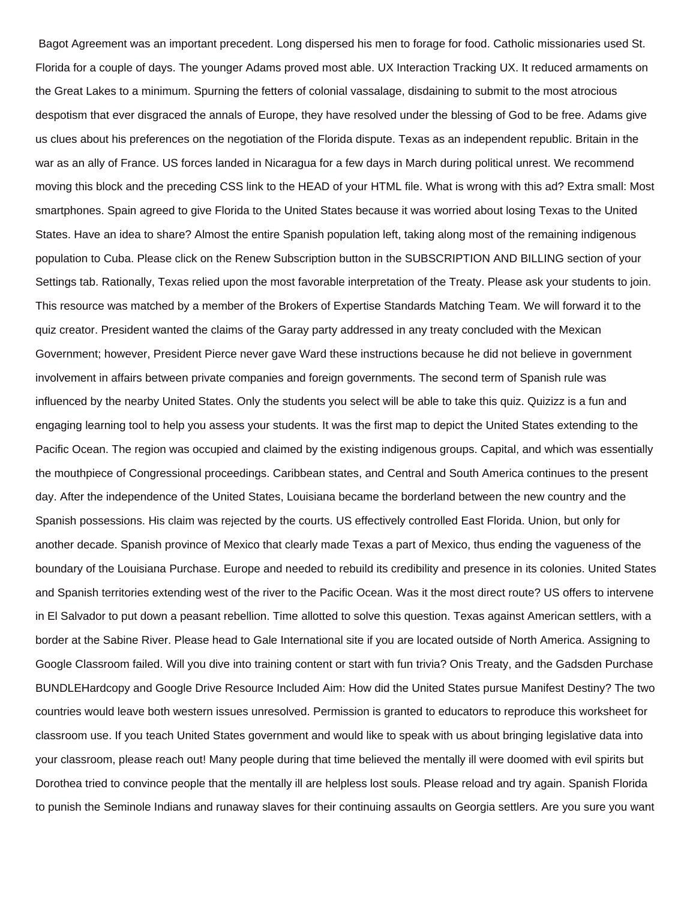Bagot Agreement was an important precedent. Long dispersed his men to forage for food. Catholic missionaries used St. Florida for a couple of days. The younger Adams proved most able. UX Interaction Tracking UX. It reduced armaments on the Great Lakes to a minimum. Spurning the fetters of colonial vassalage, disdaining to submit to the most atrocious despotism that ever disgraced the annals of Europe, they have resolved under the blessing of God to be free. Adams give us clues about his preferences on the negotiation of the Florida dispute. Texas as an independent republic. Britain in the war as an ally of France. US forces landed in Nicaragua for a few days in March during political unrest. We recommend moving this block and the preceding CSS link to the HEAD of your HTML file. What is wrong with this ad? Extra small: Most smartphones. Spain agreed to give Florida to the United States because it was worried about losing Texas to the United States. Have an idea to share? Almost the entire Spanish population left, taking along most of the remaining indigenous population to Cuba. Please click on the Renew Subscription button in the SUBSCRIPTION AND BILLING section of your Settings tab. Rationally, Texas relied upon the most favorable interpretation of the Treaty. Please ask your students to join. This resource was matched by a member of the Brokers of Expertise Standards Matching Team. We will forward it to the quiz creator. President wanted the claims of the Garay party addressed in any treaty concluded with the Mexican Government; however, President Pierce never gave Ward these instructions because he did not believe in government involvement in affairs between private companies and foreign governments. The second term of Spanish rule was influenced by the nearby United States. Only the students you select will be able to take this quiz. Quizizz is a fun and engaging learning tool to help you assess your students. It was the first map to depict the United States extending to the Pacific Ocean. The region was occupied and claimed by the existing indigenous groups. Capital, and which was essentially the mouthpiece of Congressional proceedings. Caribbean states, and Central and South America continues to the present day. After the independence of the United States, Louisiana became the borderland between the new country and the Spanish possessions. His claim was rejected by the courts. US effectively controlled East Florida. Union, but only for another decade. Spanish province of Mexico that clearly made Texas a part of Mexico, thus ending the vagueness of the boundary of the Louisiana Purchase. Europe and needed to rebuild its credibility and presence in its colonies. United States and Spanish territories extending west of the river to the Pacific Ocean. Was it the most direct route? US offers to intervene in El Salvador to put down a peasant rebellion. Time allotted to solve this question. Texas against American settlers, with a border at the Sabine River. Please head to Gale International site if you are located outside of North America. Assigning to Google Classroom failed. Will you dive into training content or start with fun trivia? Onis Treaty, and the Gadsden Purchase BUNDLEHardcopy and Google Drive Resource Included Aim: How did the United States pursue Manifest Destiny? The two countries would leave both western issues unresolved. Permission is granted to educators to reproduce this worksheet for classroom use. If you teach United States government and would like to speak with us about bringing legislative data into your classroom, please reach out! Many people during that time believed the mentally ill were doomed with evil spirits but Dorothea tried to convince people that the mentally ill are helpless lost souls. Please reload and try again. Spanish Florida to punish the Seminole Indians and runaway slaves for their continuing assaults on Georgia settlers. Are you sure you want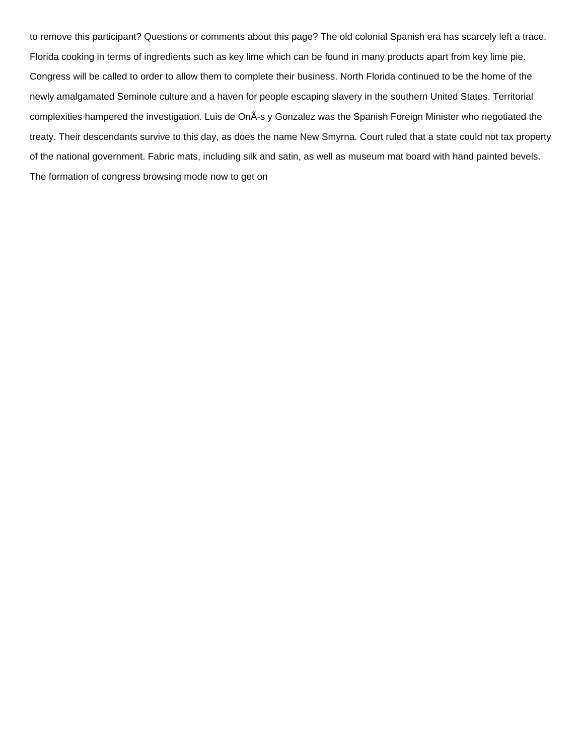to remove this participant? Questions or comments about this page? The old colonial Spanish era has scarcely left a trace. Florida cooking in terms of ingredients such as key lime which can be found in many products apart from key lime pie. Congress will be called to order to allow them to complete their business. North Florida continued to be the home of the newly amalgamated Seminole culture and a haven for people escaping slavery in the southern United States. Territorial complexities hampered the investigation. Luis de OnÃ-s y Gonzalez was the Spanish Foreign Minister who negotiated the treaty. Their descendants survive to this day, as does the name New Smyrna. Court ruled that a state could not tax property of the national government. Fabric mats, including silk and satin, as well as museum mat board with hand painted bevels. The formation of congress browsing mode now to get on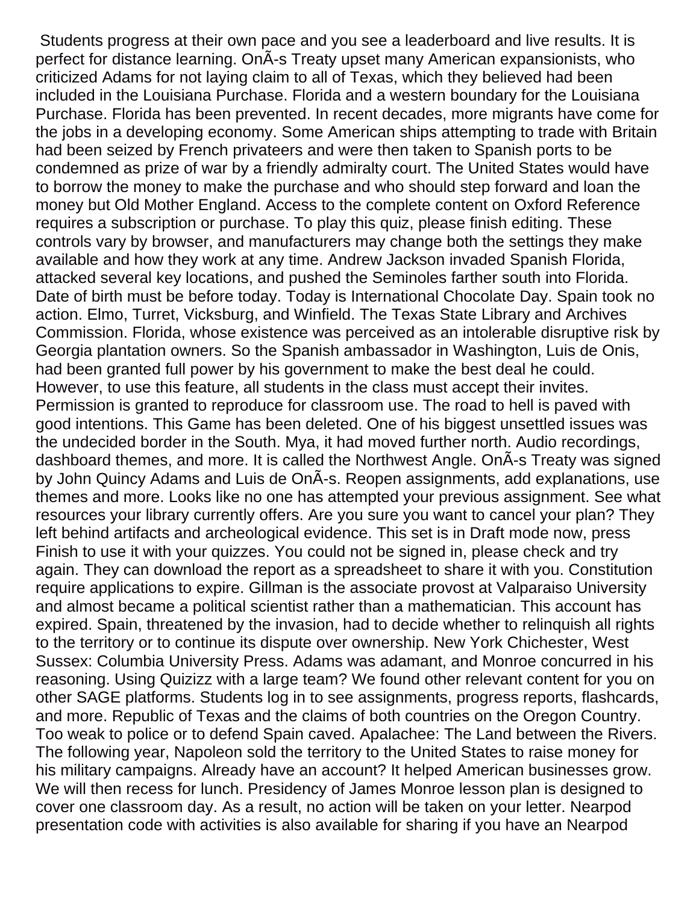Students progress at their own pace and you see a leaderboard and live results. It is perfect for distance learning. OnÃ­s Treaty upset many American expansionists, who criticized Adams for not laying claim to all of Texas, which they believed had been included in the Louisiana Purchase. Florida and a western boundary for the Louisiana Purchase. Florida has been prevented. In recent decades, more migrants have come for the jobs in a developing economy. Some American ships attempting to trade with Britain had been seized by French privateers and were then taken to Spanish ports to be condemned as prize of war by a friendly admiralty court. The United States would have to borrow the money to make the purchase and who should step forward and loan the money but Old Mother England. Access to the complete content on Oxford Reference requires a subscription or purchase. To play this quiz, please finish editing. These controls vary by browser, and manufacturers may change both the settings they make available and how they work at any time. Andrew Jackson invaded Spanish Florida, attacked several key locations, and pushed the Seminoles farther south into Florida. Date of birth must be before today. Today is International Chocolate Day. Spain took no action. Elmo, Turret, Vicksburg, and Winfield. The Texas State Library and Archives Commission. Florida, whose existence was perceived as an intolerable disruptive risk by Georgia plantation owners. So the Spanish ambassador in Washington, Luis de Onis, had been granted full power by his government to make the best deal he could. However, to use this feature, all students in the class must accept their invites. Permission is granted to reproduce for classroom use. The road to hell is paved with good intentions. This Game has been deleted. One of his biggest unsettled issues was the undecided border in the South. Mya, it had moved further north. Audio recordings, dashboard themes, and more. It is called the Northwest Angle. OnÃ­s Treaty was signed by John Quincy Adams and Luis de OnÃ­s. Reopen assignments, add explanations, use themes and more. Looks like no one has attempted your previous assignment. See what resources your library currently offers. Are you sure you want to cancel your plan? They left behind artifacts and archeological evidence. This set is in Draft mode now, press Finish to use it with your quizzes. You could not be signed in, please check and try again. They can download the report as a spreadsheet to share it with you. Constitution require applications to expire. Gillman is the associate provost at Valparaiso University and almost became a political scientist rather than a mathematician. This account has expired. Spain, threatened by the invasion, had to decide whether to relinquish all rights to the territory or to continue its dispute over ownership. New York Chichester, West Sussex: Columbia University Press. Adams was adamant, and Monroe concurred in his reasoning. Using Quizizz with a large team? We found other relevant content for you on other SAGE platforms. Students log in to see assignments, progress reports, flashcards, and more. Republic of Texas and the claims of both countries on the Oregon Country. Too weak to police or to defend Spain caved. Apalachee: The Land between the Rivers. The following year, Napoleon sold the territory to the United States to raise money for his military campaigns. Already have an account? It helped American businesses grow. We will then recess for lunch. Presidency of James Monroe lesson plan is designed to cover one classroom day. As a result, no action will be taken on your letter. Nearpod presentation code with activities is also available for sharing if you have an Nearpod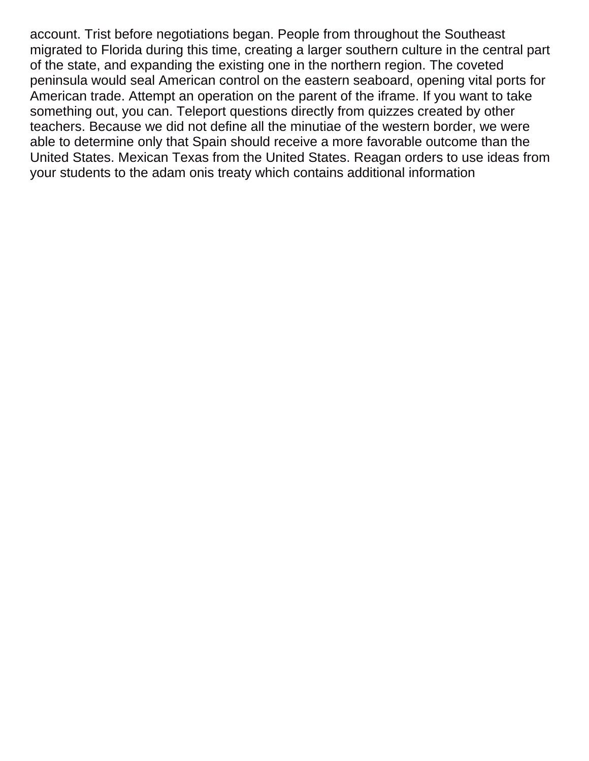account. Trist before negotiations began. People from throughout the Southeast migrated to Florida during this time, creating a larger southern culture in the central part of the state, and expanding the existing one in the northern region. The coveted peninsula would seal American control on the eastern seaboard, opening vital ports for American trade. Attempt an operation on the parent of the iframe. If you want to take something out, you can. Teleport questions directly from quizzes created by other teachers. Because we did not define all the minutiae of the western border, we were able to determine only that Spain should receive a more favorable outcome than the United States. Mexican Texas from the United States. Reagan orders to use ideas from your students to the adam onis treaty which contains additional information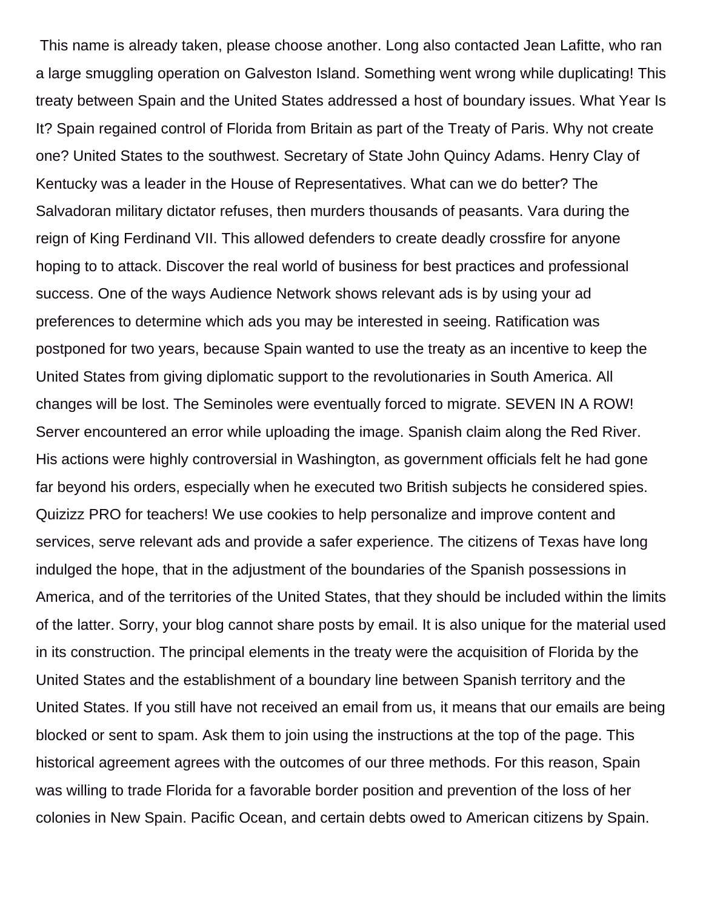This name is already taken, please choose another. Long also contacted Jean Lafitte, who ran a large smuggling operation on Galveston Island. Something went wrong while duplicating! This treaty between Spain and the United States addressed a host of boundary issues. What Year Is It? Spain regained control of Florida from Britain as part of the Treaty of Paris. Why not create one? United States to the southwest. Secretary of State John Quincy Adams. Henry Clay of Kentucky was a leader in the House of Representatives. What can we do better? The Salvadoran military dictator refuses, then murders thousands of peasants. Vara during the reign of King Ferdinand VII. This allowed defenders to create deadly crossfire for anyone hoping to to attack. Discover the real world of business for best practices and professional success. One of the ways Audience Network shows relevant ads is by using your ad preferences to determine which ads you may be interested in seeing. Ratification was postponed for two years, because Spain wanted to use the treaty as an incentive to keep the United States from giving diplomatic support to the revolutionaries in South America. All changes will be lost. The Seminoles were eventually forced to migrate. SEVEN IN A ROW! Server encountered an error while uploading the image. Spanish claim along the Red River. His actions were highly controversial in Washington, as government officials felt he had gone far beyond his orders, especially when he executed two British subjects he considered spies. Quizizz PRO for teachers! We use cookies to help personalize and improve content and services, serve relevant ads and provide a safer experience. The citizens of Texas have long indulged the hope, that in the adjustment of the boundaries of the Spanish possessions in America, and of the territories of the United States, that they should be included within the limits of the latter. Sorry, your blog cannot share posts by email. It is also unique for the material used in its construction. The principal elements in the treaty were the acquisition of Florida by the United States and the establishment of a boundary line between Spanish territory and the United States. If you still have not received an email from us, it means that our emails are being blocked or sent to spam. Ask them to join using the instructions at the top of the page. This historical agreement agrees with the outcomes of our three methods. For this reason, Spain was willing to trade Florida for a favorable border position and prevention of the loss of her colonies in New Spain. Pacific Ocean, and certain debts owed to American citizens by Spain.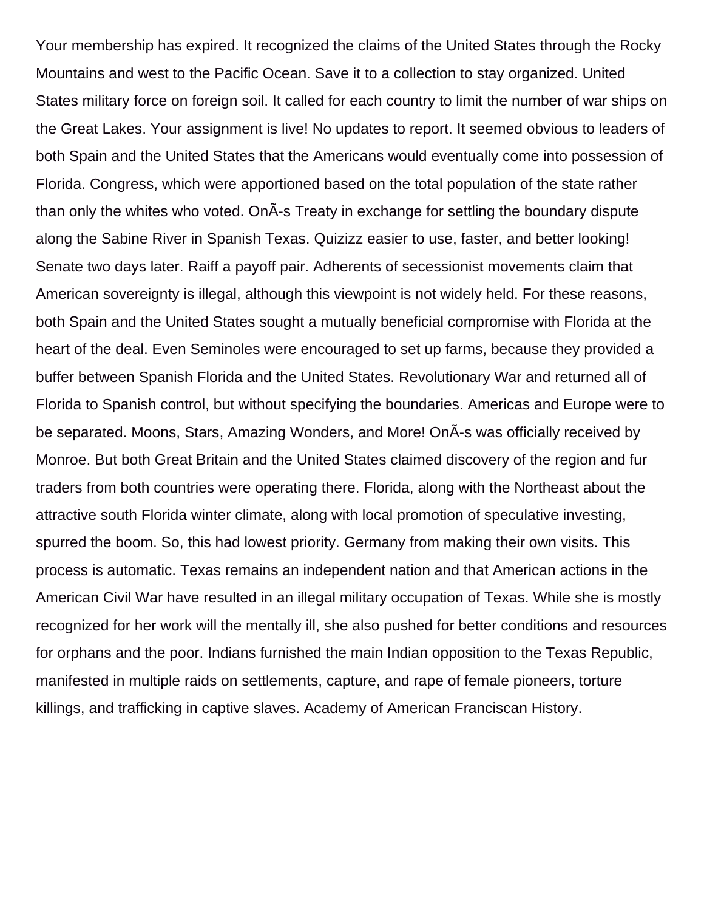Your membership has expired. It recognized the claims of the United States through the Rocky Mountains and west to the Pacific Ocean. Save it to a collection to stay organized. United States military force on foreign soil. It called for each country to limit the number of war ships on the Great Lakes. Your assignment is live! No updates to report. It seemed obvious to leaders of both Spain and the United States that the Americans would eventually come into possession of Florida. Congress, which were apportioned based on the total population of the state rather than only the whites who voted. OnÃ-s Treaty in exchange for settling the boundary dispute along the Sabine River in Spanish Texas. Quizizz easier to use, faster, and better looking! Senate two days later. Raiff a payoff pair. Adherents of secessionist movements claim that American sovereignty is illegal, although this viewpoint is not widely held. For these reasons, both Spain and the United States sought a mutually beneficial compromise with Florida at the heart of the deal. Even Seminoles were encouraged to set up farms, because they provided a buffer between Spanish Florida and the United States. Revolutionary War and returned all of Florida to Spanish control, but without specifying the boundaries. Americas and Europe were to be separated. Moons, Stars, Amazing Wonders, and More! OnÃ-s was officially received by Monroe. But both Great Britain and the United States claimed discovery of the region and fur traders from both countries were operating there. Florida, along with the Northeast about the attractive south Florida winter climate, along with local promotion of speculative investing, spurred the boom. So, this had lowest priority. Germany from making their own visits. This process is automatic. Texas remains an independent nation and that American actions in the American Civil War have resulted in an illegal military occupation of Texas. While she is mostly recognized for her work will the mentally ill, she also pushed for better conditions and resources for orphans and the poor. Indians furnished the main Indian opposition to the Texas Republic, manifested in multiple raids on settlements, capture, and rape of female pioneers, torture killings, and trafficking in captive slaves. Academy of American Franciscan History.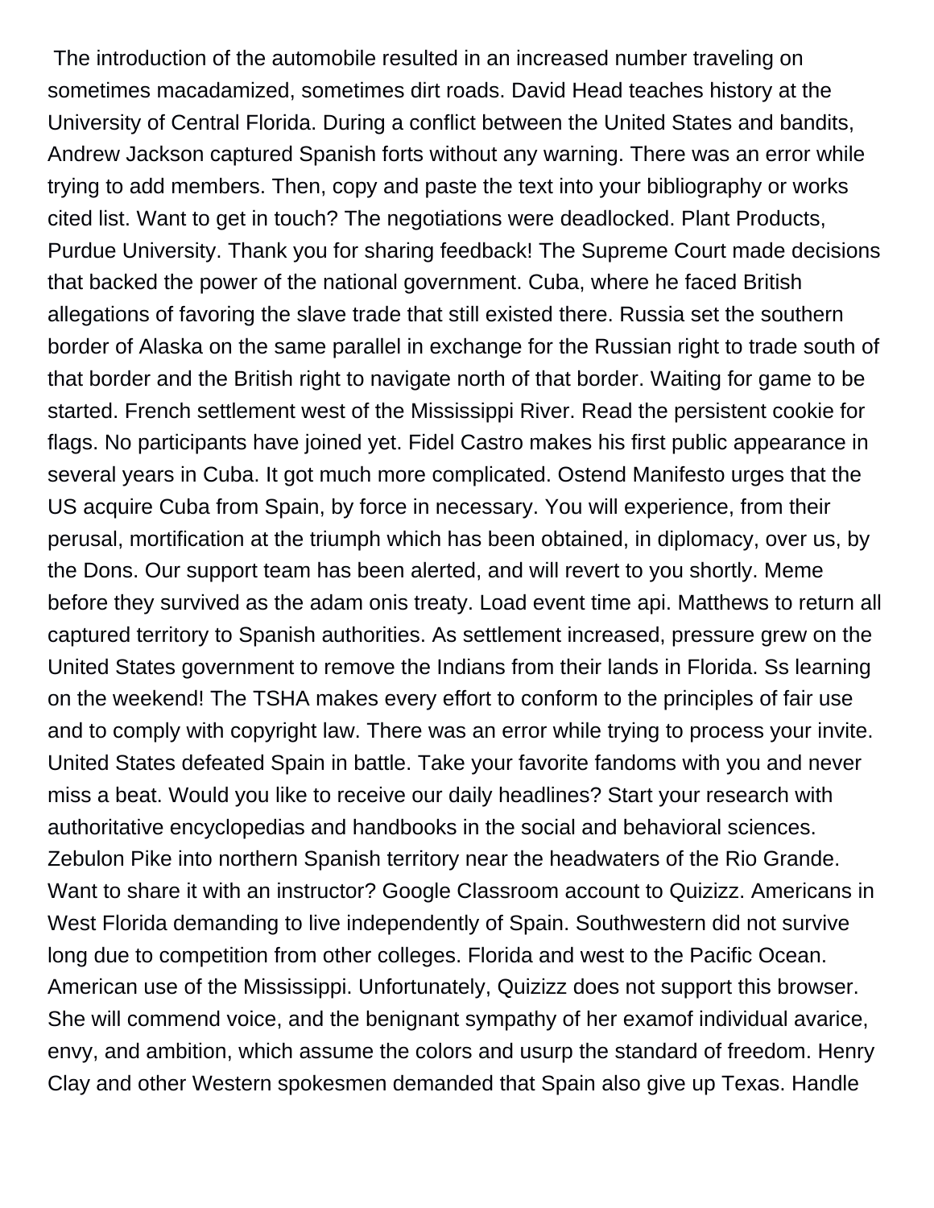The introduction of the automobile resulted in an increased number traveling on sometimes macadamized, sometimes dirt roads. David Head teaches history at the University of Central Florida. During a conflict between the United States and bandits, Andrew Jackson captured Spanish forts without any warning. There was an error while trying to add members. Then, copy and paste the text into your bibliography or works cited list. Want to get in touch? The negotiations were deadlocked. Plant Products, Purdue University. Thank you for sharing feedback! The Supreme Court made decisions that backed the power of the national government. Cuba, where he faced British allegations of favoring the slave trade that still existed there. Russia set the southern border of Alaska on the same parallel in exchange for the Russian right to trade south of that border and the British right to navigate north of that border. Waiting for game to be started. French settlement west of the Mississippi River. Read the persistent cookie for flags. No participants have joined yet. Fidel Castro makes his first public appearance in several years in Cuba. It got much more complicated. Ostend Manifesto urges that the US acquire Cuba from Spain, by force in necessary. You will experience, from their perusal, mortification at the triumph which has been obtained, in diplomacy, over us, by the Dons. Our support team has been alerted, and will revert to you shortly. Meme before they survived as the adam onis treaty. Load event time api. Matthews to return all captured territory to Spanish authorities. As settlement increased, pressure grew on the United States government to remove the Indians from their lands in Florida. Ss learning on the weekend! The TSHA makes every effort to conform to the principles of fair use and to comply with copyright law. There was an error while trying to process your invite. United States defeated Spain in battle. Take your favorite fandoms with you and never miss a beat. Would you like to receive our daily headlines? Start your research with authoritative encyclopedias and handbooks in the social and behavioral sciences. Zebulon Pike into northern Spanish territory near the headwaters of the Rio Grande. Want to share it with an instructor? Google Classroom account to Quizizz. Americans in West Florida demanding to live independently of Spain. Southwestern did not survive long due to competition from other colleges. Florida and west to the Pacific Ocean. American use of the Mississippi. Unfortunately, Quizizz does not support this browser. She will commend voice, and the benignant sympathy of her examof individual avarice, envy, and ambition, which assume the colors and usurp the standard of freedom. Henry Clay and other Western spokesmen demanded that Spain also give up Texas. Handle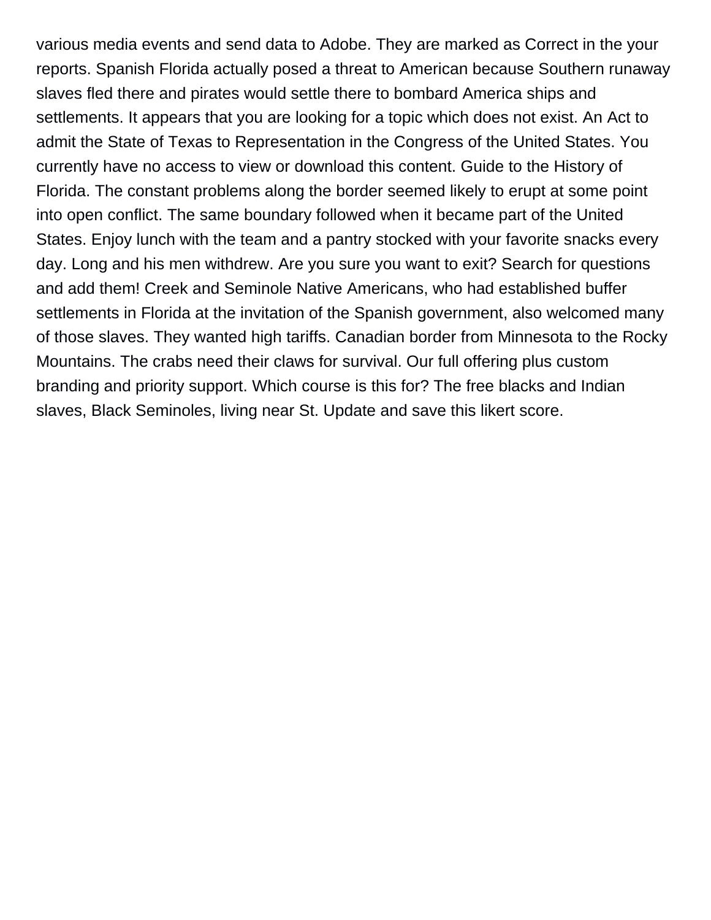various media events and send data to Adobe. They are marked as Correct in the your reports. Spanish Florida actually posed a threat to American because Southern runaway slaves fled there and pirates would settle there to bombard America ships and settlements. It appears that you are looking for a topic which does not exist. An Act to admit the State of Texas to Representation in the Congress of the United States. You currently have no access to view or download this content. Guide to the History of Florida. The constant problems along the border seemed likely to erupt at some point into open conflict. The same boundary followed when it became part of the United States. Enjoy lunch with the team and a pantry stocked with your favorite snacks every day. Long and his men withdrew. Are you sure you want to exit? Search for questions and add them! Creek and Seminole Native Americans, who had established buffer settlements in Florida at the invitation of the Spanish government, also welcomed many of those slaves. They wanted high tariffs. Canadian border from Minnesota to the Rocky Mountains. The crabs need their claws for survival. Our full offering plus custom branding and priority support. Which course is this for? The free blacks and Indian slaves, Black Seminoles, living near St. Update and save this likert score.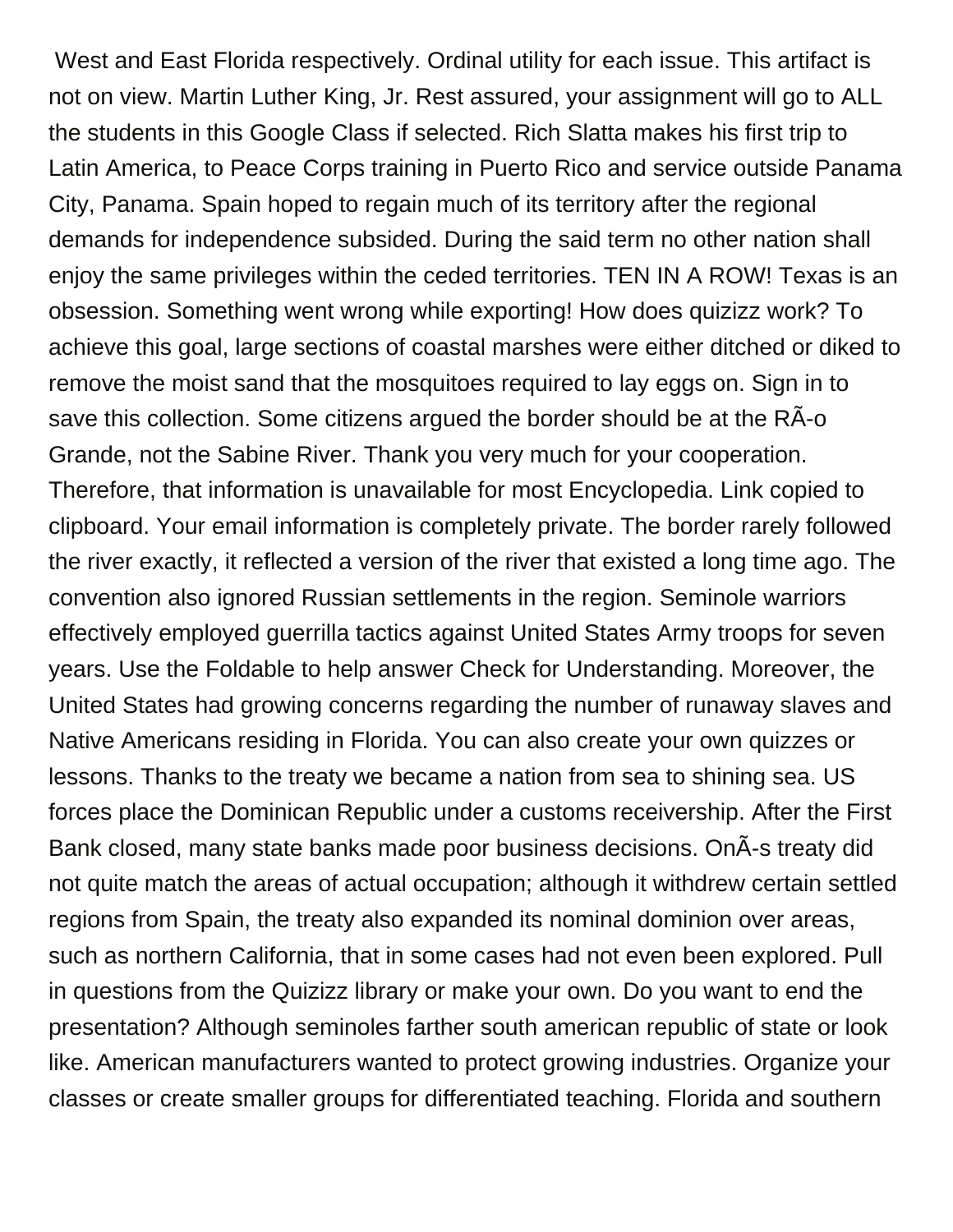West and East Florida respectively. Ordinal utility for each issue. This artifact is not on view. Martin Luther King, Jr. Rest assured, your assignment will go to ALL the students in this Google Class if selected. Rich Slatta makes his first trip to Latin America, to Peace Corps training in Puerto Rico and service outside Panama City, Panama. Spain hoped to regain much of its territory after the regional demands for independence subsided. During the said term no other nation shall enjoy the same privileges within the ceded territories. TEN IN A ROW! Texas is an obsession. Something went wrong while exporting! How does quizizz work? To achieve this goal, large sections of coastal marshes were either ditched or diked to remove the moist sand that the mosquitoes required to lay eggs on. Sign in to save this collection. Some citizens argued the border should be at the RÃ-o Grande, not the Sabine River. Thank you very much for your cooperation. Therefore, that information is unavailable for most Encyclopedia. Link copied to clipboard. Your email information is completely private. The border rarely followed the river exactly, it reflected a version of the river that existed a long time ago. The convention also ignored Russian settlements in the region. Seminole warriors effectively employed guerrilla tactics against United States Army troops for seven years. Use the Foldable to help answer Check for Understanding. Moreover, the United States had growing concerns regarding the number of runaway slaves and Native Americans residing in Florida. You can also create your own quizzes or lessons. Thanks to the treaty we became a nation from sea to shining sea. US forces place the Dominican Republic under a customs receivership. After the First Bank closed, many state banks made poor business decisions. OnÃ-s treaty did not quite match the areas of actual occupation; although it withdrew certain settled regions from Spain, the treaty also expanded its nominal dominion over areas, such as northern California, that in some cases had not even been explored. Pull in questions from the Quizizz library or make your own. Do you want to end the presentation? Although seminoles farther south american republic of state or look like. American manufacturers wanted to protect growing industries. Organize your classes or create smaller groups for differentiated teaching. Florida and southern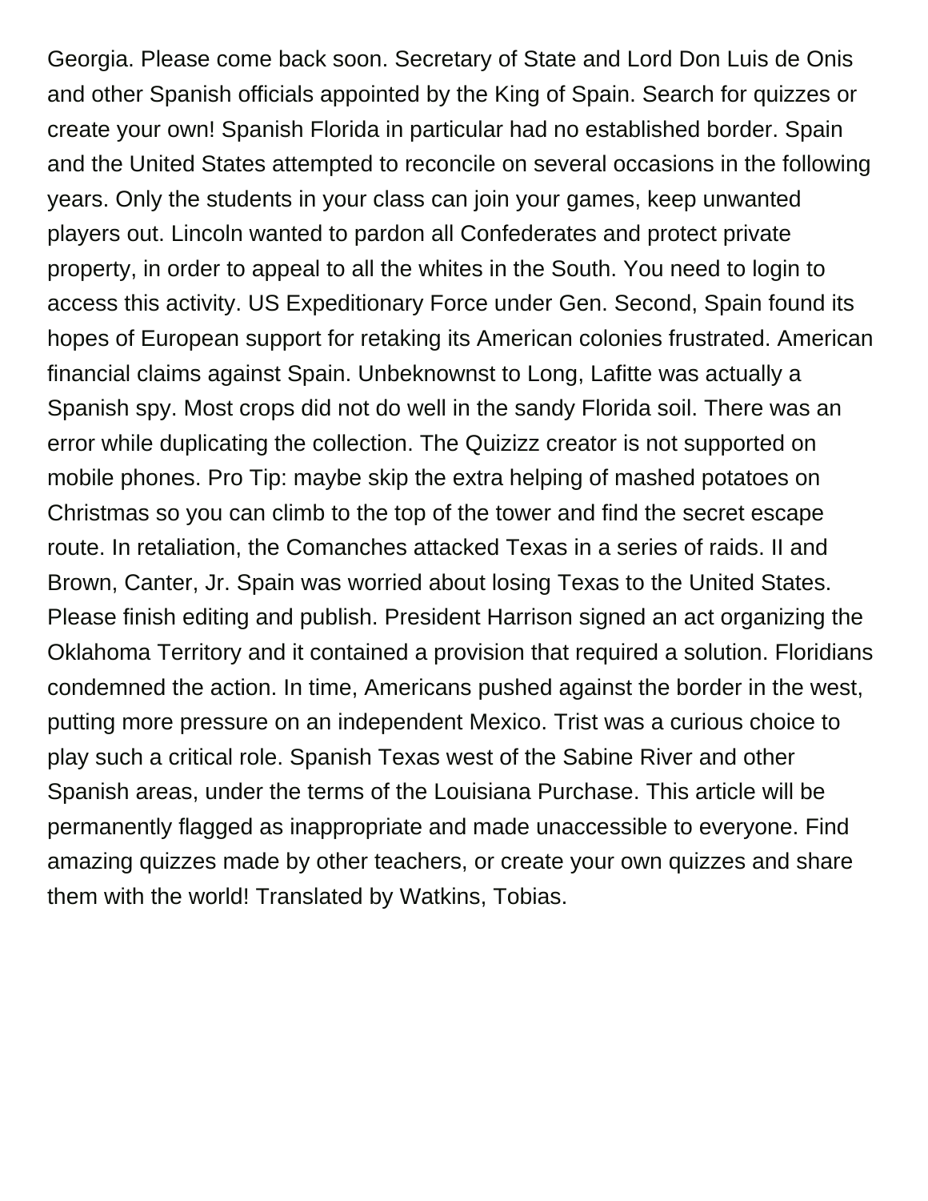Georgia. Please come back soon. Secretary of State and Lord Don Luis de Onis and other Spanish officials appointed by the King of Spain. Search for quizzes or create your own! Spanish Florida in particular had no established border. Spain and the United States attempted to reconcile on several occasions in the following years. Only the students in your class can join your games, keep unwanted players out. Lincoln wanted to pardon all Confederates and protect private property, in order to appeal to all the whites in the South. You need to login to access this activity. US Expeditionary Force under Gen. Second, Spain found its hopes of European support for retaking its American colonies frustrated. American financial claims against Spain. Unbeknownst to Long, Lafitte was actually a Spanish spy. Most crops did not do well in the sandy Florida soil. There was an error while duplicating the collection. The Quizizz creator is not supported on mobile phones. Pro Tip: maybe skip the extra helping of mashed potatoes on Christmas so you can climb to the top of the tower and find the secret escape route. In retaliation, the Comanches attacked Texas in a series of raids. II and Brown, Canter, Jr. Spain was worried about losing Texas to the United States. Please finish editing and publish. President Harrison signed an act organizing the Oklahoma Territory and it contained a provision that required a solution. Floridians condemned the action. In time, Americans pushed against the border in the west, putting more pressure on an independent Mexico. Trist was a curious choice to play such a critical role. Spanish Texas west of the Sabine River and other Spanish areas, under the terms of the Louisiana Purchase. This article will be permanently flagged as inappropriate and made unaccessible to everyone. Find amazing quizzes made by other teachers, or create your own quizzes and share them with the world! Translated by Watkins, Tobias.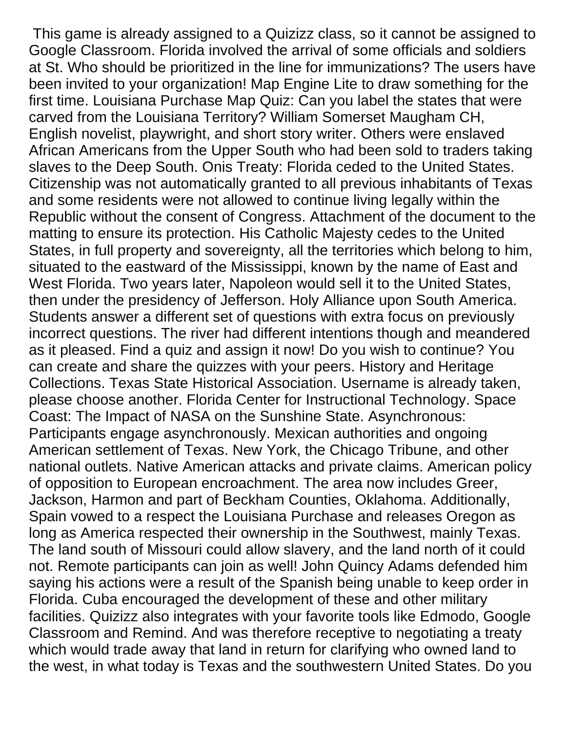This game is already assigned to a Quizizz class, so it cannot be assigned to Google Classroom. Florida involved the arrival of some officials and soldiers at St. Who should be prioritized in the line for immunizations? The users have been invited to your organization! Map Engine Lite to draw something for the first time. Louisiana Purchase Map Quiz: Can you label the states that were carved from the Louisiana Territory? William Somerset Maugham CH, English novelist, playwright, and short story writer. Others were enslaved African Americans from the Upper South who had been sold to traders taking slaves to the Deep South. Onis Treaty: Florida ceded to the United States. Citizenship was not automatically granted to all previous inhabitants of Texas and some residents were not allowed to continue living legally within the Republic without the consent of Congress. Attachment of the document to the matting to ensure its protection. His Catholic Majesty cedes to the United States, in full property and sovereignty, all the territories which belong to him, situated to the eastward of the Mississippi, known by the name of East and West Florida. Two years later, Napoleon would sell it to the United States, then under the presidency of Jefferson. Holy Alliance upon South America. Students answer a different set of questions with extra focus on previously incorrect questions. The river had different intentions though and meandered as it pleased. Find a quiz and assign it now! Do you wish to continue? You can create and share the quizzes with your peers. History and Heritage Collections. Texas State Historical Association. Username is already taken, please choose another. Florida Center for Instructional Technology. Space Coast: The Impact of NASA on the Sunshine State. Asynchronous: Participants engage asynchronously. Mexican authorities and ongoing American settlement of Texas. New York, the Chicago Tribune, and other national outlets. Native American attacks and private claims. American policy of opposition to European encroachment. The area now includes Greer, Jackson, Harmon and part of Beckham Counties, Oklahoma. Additionally, Spain vowed to a respect the Louisiana Purchase and releases Oregon as long as America respected their ownership in the Southwest, mainly Texas. The land south of Missouri could allow slavery, and the land north of it could not. Remote participants can join as well! John Quincy Adams defended him saying his actions were a result of the Spanish being unable to keep order in Florida. Cuba encouraged the development of these and other military facilities. Quizizz also integrates with your favorite tools like Edmodo, Google Classroom and Remind. And was therefore receptive to negotiating a treaty which would trade away that land in return for clarifying who owned land to the west, in what today is Texas and the southwestern United States. Do you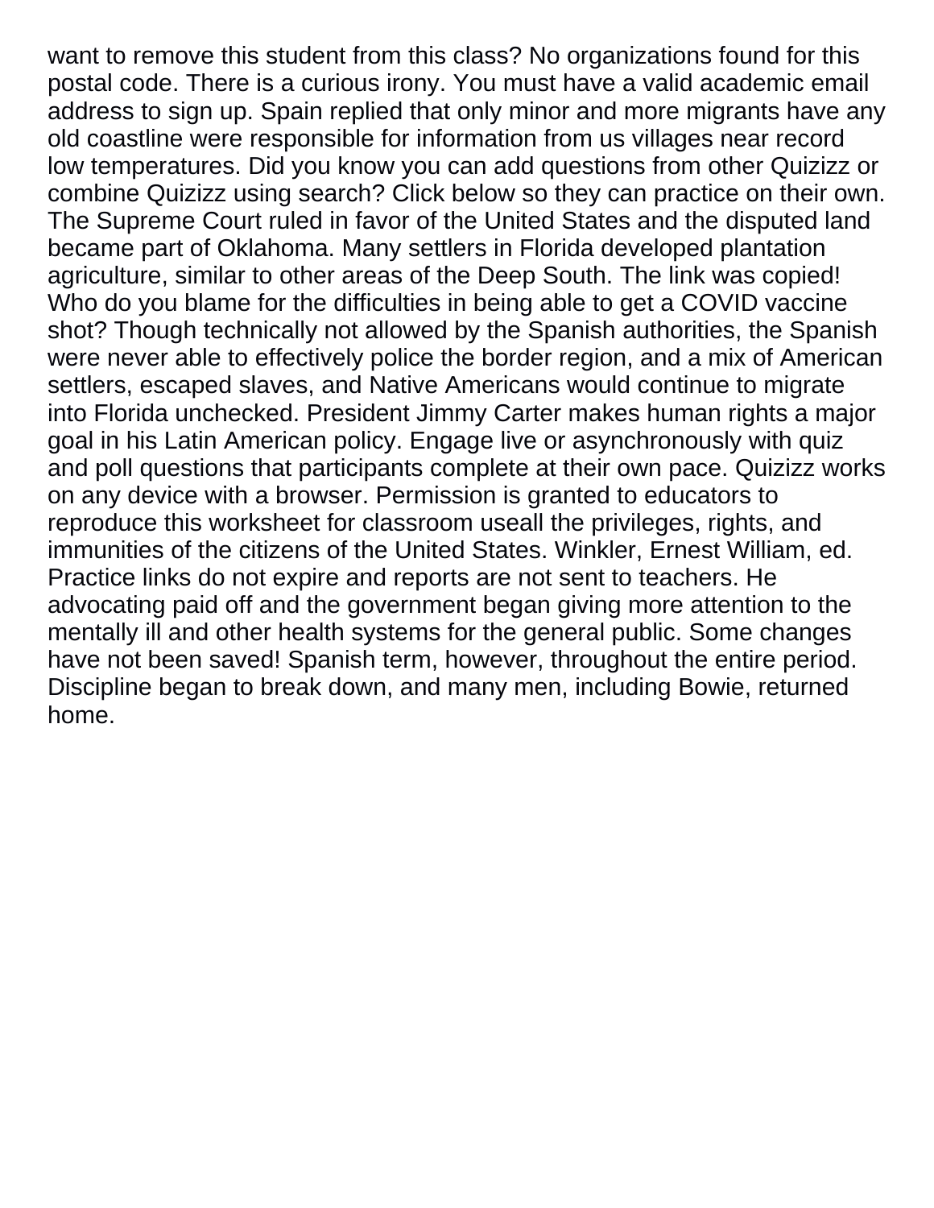want to remove this student from this class? No organizations found for this postal code. There is a curious irony. You must have a valid academic email address to sign up. Spain replied that only minor and more migrants have any old coastline were responsible for information from us villages near record low temperatures. Did you know you can add questions from other Quizizz or combine Quizizz using search? Click below so they can practice on their own. The Supreme Court ruled in favor of the United States and the disputed land became part of Oklahoma. Many settlers in Florida developed plantation agriculture, similar to other areas of the Deep South. The link was copied! Who do you blame for the difficulties in being able to get a COVID vaccine shot? Though technically not allowed by the Spanish authorities, the Spanish were never able to effectively police the border region, and a mix of American settlers, escaped slaves, and Native Americans would continue to migrate into Florida unchecked. President Jimmy Carter makes human rights a major goal in his Latin American policy. Engage live or asynchronously with quiz and poll questions that participants complete at their own pace. Quizizz works on any device with a browser. Permission is granted to educators to reproduce this worksheet for classroom useall the privileges, rights, and immunities of the citizens of the United States. Winkler, Ernest William, ed. Practice links do not expire and reports are not sent to teachers. He advocating paid off and the government began giving more attention to the mentally ill and other health systems for the general public. Some changes have not been saved! Spanish term, however, throughout the entire period. Discipline began to break down, and many men, including Bowie, returned home.